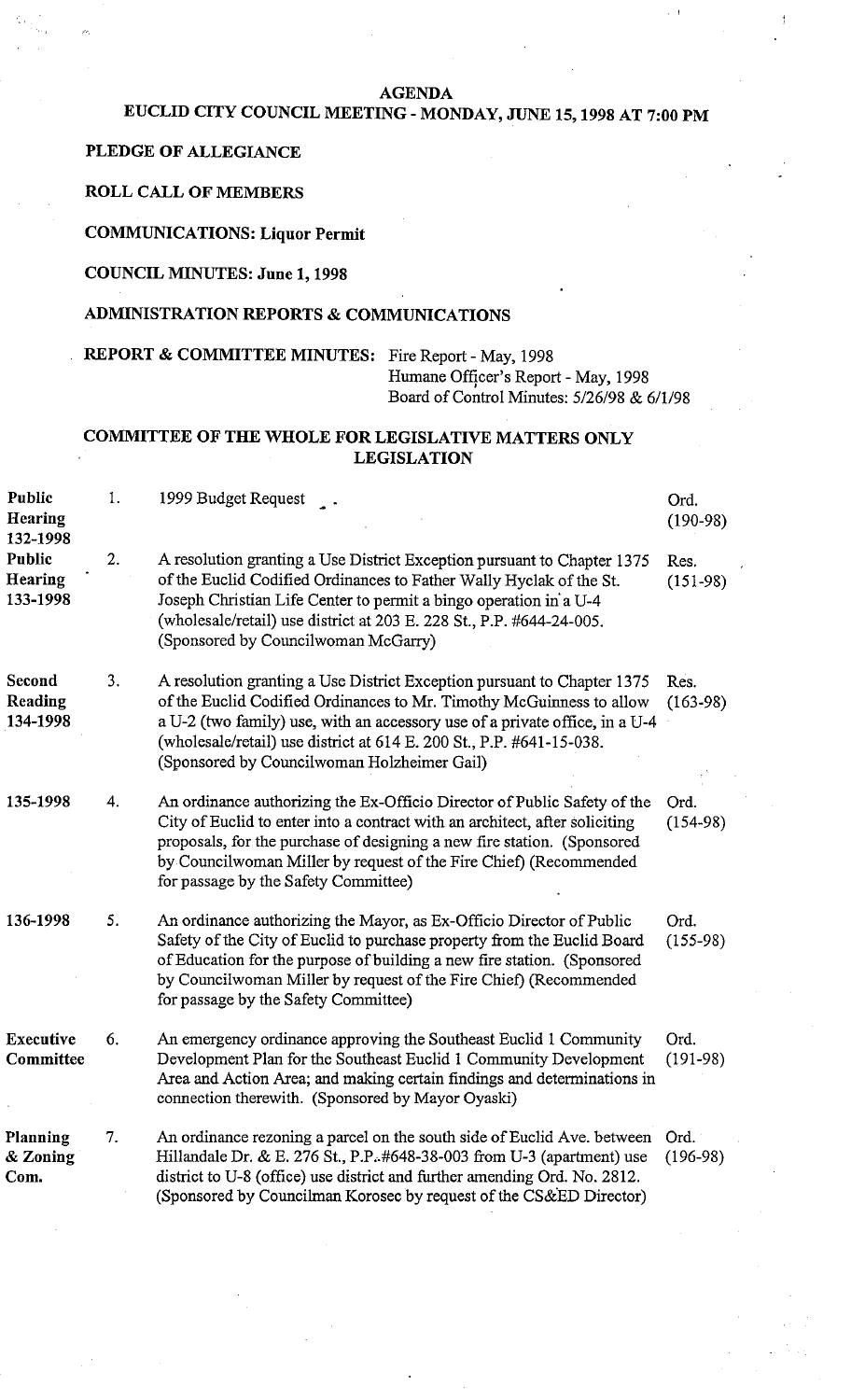# AGENDA

## EUCLID CITY COUNCIL MEETING - MONDAY, JUNE 15, 1998 AT 7:00 PM

**PLEDGE OF ALLEGIANCE**

**ROLL CALL OF MEMBERS**

**COMMUNICATIONS: Liquor Permit**

**COUNCIL MINUTES: June 1, 1998**

**ADMINISTRATION REPORTS & COMMUNICATIONS**

**REPORT & COMMITTEE MINUTES:** Fire Report - May, 1998
Humane Officer's Report - May, 1998
Board of Control Minutes: 5/26/98 & 6/1/98

## COMMITTEE OF THE WHOLE FOR LEGISLATIVE MATTERS ONLY
## LEGISLATION

| | | | |
|---|---|---|---|
| **Public Hearing** 132-1998 | 1. | 1999 Budget Request | Ord. (190-98) |
| **Public Hearing** 133-1998 | 2. | A resolution granting a Use District Exception pursuant to Chapter 1375 of the Euclid Codified Ordinances to Father Wally Hyclak of the St. Joseph Christian Life Center to permit a bingo operation in a U-4 (wholesale/retail) use district at 203 E. 228 St., P.P. #644-24-005. (Sponsored by Councilwoman McGarry) | Res. (151-98) |
| **Second Reading** 134-1998 | 3. | A resolution granting a Use District Exception pursuant to Chapter 1375 of the Euclid Codified Ordinances to Mr. Timothy McGuinness to allow a U-2 (two family) use, with an accessory use of a private office, in a U-4 (wholesale/retail) use district at 614 E. 200 St., P.P. #641-15-038. (Sponsored by Councilwoman Holzheimer Gail) | Res. (163-98) |
| 135-1998 | 4. | An ordinance authorizing the Ex-Officio Director of Public Safety of the City of Euclid to enter into a contract with an architect, after soliciting proposals, for the purchase of designing a new fire station. (Sponsored by Councilwoman Miller by request of the Fire Chief) (Recommended for passage by the Safety Committee) | Ord. (154-98) |
| 136-1998 | 5. | An ordinance authorizing the Mayor, as Ex-Officio Director of Public Safety of the City of Euclid to purchase property from the Euclid Board of Education for the purpose of building a new fire station. (Sponsored by Councilwoman Miller by request of the Fire Chief) (Recommended for passage by the Safety Committee) | Ord. (155-98) |
| **Executive Committee** | 6. | An emergency ordinance approving the Southeast Euclid 1 Community Development Plan for the Southeast Euclid 1 Community Development Area and Action Area; and making certain findings and determinations in connection therewith. (Sponsored by Mayor Oyaski) | Ord. (191-98) |
| **Planning & Zoning Com.** | 7. | An ordinance rezoning a parcel on the south side of Euclid Ave. between Hillandale Dr. & E. 276 St., P.P. #648-38-003 from U-3 (apartment) use district to U-8 (office) use district and further amending Ord. No. 2812. (Sponsored by Councilman Korosec by request of the CS&ED Director) | Ord. (196-98) |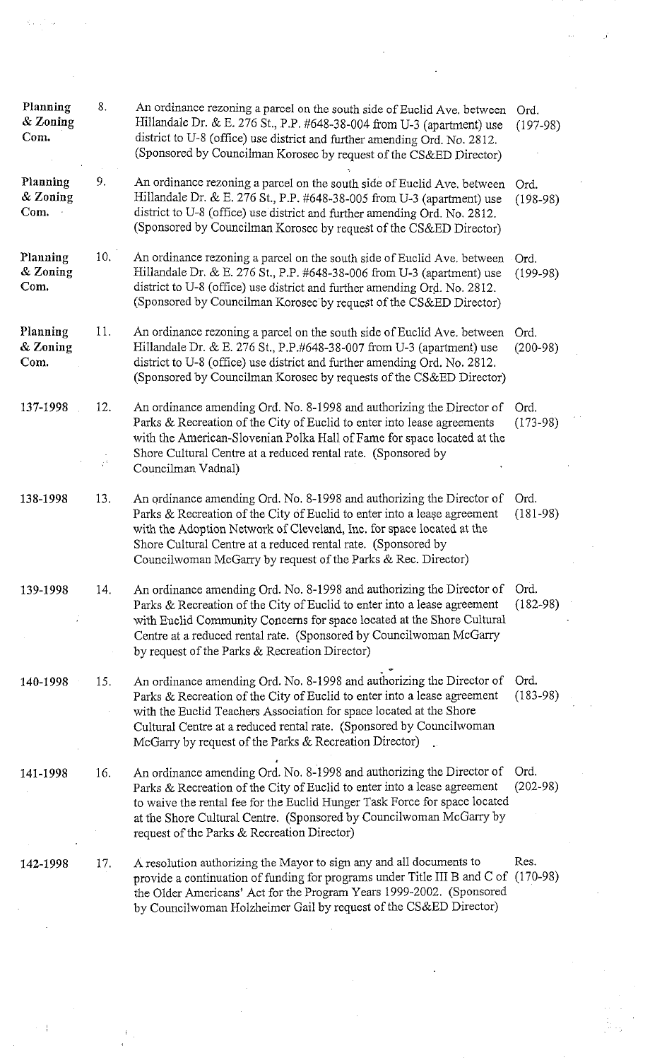| | | | |
|---|---|---|---|
| Planning & Zoning Com. | 8. | An ordinance rezoning a parcel on the south side of Euclid Ave. between Hillandale Dr. & E. 276 St., P.P. #648-38-004 from U-3 (apartment) use district to U-8 (office) use district and further amending Ord. No. 2812. (Sponsored by Councilman Korosec by request of the CS&ED Director) | Ord. (197-98) |
| Planning & Zoning Com. | 9. | An ordinance rezoning a parcel on the south side of Euclid Ave. between Hillandale Dr. & E. 276 St., P.P. #648-38-005 from U-3 (apartment) use district to U-8 (office) use district and further amending Ord. No. 2812. (Sponsored by Councilman Korosec by request of the CS&ED Director) | Ord. (198-98) |
| Planning & Zoning Com. | 10. | An ordinance rezoning a parcel on the south side of Euclid Ave. between Hillandale Dr. & E. 276 St., P.P. #648-38-006 from U-3 (apartment) use district to U-8 (office) use district and further amending Ord. No. 2812. (Sponsored by Councilman Korosec by request of the CS&ED Director) | Ord. (199-98) |
| Planning & Zoning Com. | 11. | An ordinance rezoning a parcel on the south side of Euclid Ave. between Hillandale Dr. & E. 276 St., P.P.#648-38-007 from U-3 (apartment) use district to U-8 (office) use district and further amending Ord. No. 2812. (Sponsored by Councilman Korosec by requests of the CS&ED Director) | Ord. (200-98) |
| 137-1998 | 12. | An ordinance amending Ord. No. 8-1998 and authorizing the Director of Parks & Recreation of the City of Euclid to enter into lease agreements with the American-Slovenian Polka Hall of Fame for space located at the Shore Cultural Centre at a reduced rental rate. (Sponsored by Councilman Vadnal) | Ord. (173-98) |
| 138-1998 | 13. | An ordinance amending Ord. No. 8-1998 and authorizing the Director of Parks & Recreation of the City of Euclid to enter into a lease agreement with the Adoption Network of Cleveland, Inc. for space located at the Shore Cultural Centre at a reduced rental rate. (Sponsored by Councilwoman McGarry by request of the Parks & Rec. Director) | Ord. (181-98) |
| 139-1998 | 14. | An ordinance amending Ord. No. 8-1998 and authorizing the Director of Parks & Recreation of the City of Euclid to enter into a lease agreement with Euclid Community Concerns for space located at the Shore Cultural Centre at a reduced rental rate. (Sponsored by Councilwoman McGarry by request of the Parks & Recreation Director) | Ord. (182-98) |
| 140-1998 | 15. | An ordinance amending Ord. No. 8-1998 and authorizing the Director of Parks & Recreation of the City of Euclid to enter into a lease agreement with the Euclid Teachers Association for space located at the Shore Cultural Centre at a reduced rental rate. (Sponsored by Councilwoman McGarry by request of the Parks & Recreation Director) | Ord. (183-98) |
| 141-1998 | 16. | An ordinance amending Ord. No. 8-1998 and authorizing the Director of Parks & Recreation of the City of Euclid to enter into a lease agreement to waive the rental fee for the Euclid Hunger Task Force for space located at the Shore Cultural Centre. (Sponsored by Councilwoman McGarry by request of the Parks & Recreation Director) | Ord. (202-98) |
| 142-1998 | 17. | A resolution authorizing the Mayor to sign any and all documents to provide a continuation of funding for programs under Title III B and C of the Older Americans' Act for the Program Years 1999-2002. (Sponsored by Councilwoman Holzheimer Gail by request of the CS&ED Director) | Res. (170-98) |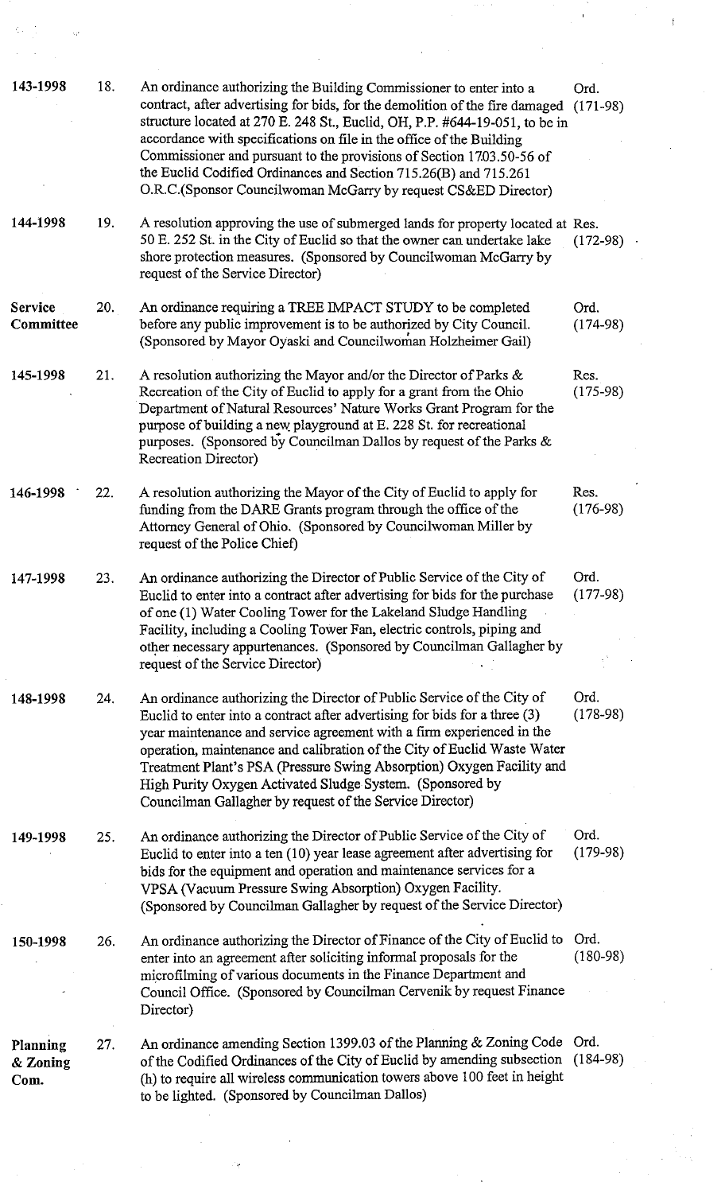| | | | |
|---|---|---|---|
| **143-1998** | 18. | An ordinance authorizing the Building Commissioner to enter into a contract, after advertising for bids, for the demolition of the fire damaged structure located at 270 E. 248 St., Euclid, OH, P.P. #644-19-051, to be in accordance with specifications on file in the office of the Building Commissioner and pursuant to the provisions of Section 1703.50-56 of the Euclid Codified Ordinances and Section 715.26(B) and 715.261 O.R.C.(Sponsor Councilwoman McGarry by request CS&ED Director) | Ord. (171-98) |
| **144-1998** | 19. | A resolution approving the use of submerged lands for property located at 50 E. 252 St. in the City of Euclid so that the owner can undertake lake shore protection measures. (Sponsored by Councilwoman McGarry by request of the Service Director) | Res. (172-98) |
| **Service Committee** | 20. | An ordinance requiring a TREE IMPACT STUDY to be completed before any public improvement is to be authorized by City Council. (Sponsored by Mayor Oyaski and Councilwoman Holzheimer Gail) | Ord. (174-98) |
| **145-1998** | 21. | A resolution authorizing the Mayor and/or the Director of Parks & Recreation of the City of Euclid to apply for a grant from the Ohio Department of Natural Resources' Nature Works Grant Program for the purpose of building a new playground at E. 228 St. for recreational purposes. (Sponsored by Councilman Dallos by request of the Parks & Recreation Director) | Res. (175-98) |
| **146-1998** | 22. | A resolution authorizing the Mayor of the City of Euclid to apply for funding from the DARE Grants program through the office of the Attorney General of Ohio. (Sponsored by Councilwoman Miller by request of the Police Chief) | Res. (176-98) |
| **147-1998** | 23. | An ordinance authorizing the Director of Public Service of the City of Euclid to enter into a contract after advertising for bids for the purchase of one (1) Water Cooling Tower for the Lakeland Sludge Handling Facility, including a Cooling Tower Fan, electric controls, piping and other necessary appurtenances. (Sponsored by Councilman Gallagher by request of the Service Director) | Ord. (177-98) |
| **148-1998** | 24. | An ordinance authorizing the Director of Public Service of the City of Euclid to enter into a contract after advertising for bids for a three (3) year maintenance and service agreement with a firm experienced in the operation, maintenance and calibration of the City of Euclid Waste Water Treatment Plant's PSA (Pressure Swing Absorption) Oxygen Facility and High Purity Oxygen Activated Sludge System. (Sponsored by Councilman Gallagher by request of the Service Director) | Ord. (178-98) |
| **149-1998** | 25. | An ordinance authorizing the Director of Public Service of the City of Euclid to enter into a ten (10) year lease agreement after advertising for bids for the equipment and operation and maintenance services for a VPSA (Vacuum Pressure Swing Absorption) Oxygen Facility. (Sponsored by Councilman Gallagher by request of the Service Director) | Ord. (179-98) |
| **150-1998** | 26. | An ordinance authorizing the Director of Finance of the City of Euclid to enter into an agreement after soliciting informal proposals for the microfilming of various documents in the Finance Department and Council Office. (Sponsored by Councilman Cervenik by request Finance Director) | Ord. (180-98) |
| **Planning & Zoning Com.** | 27. | An ordinance amending Section 1399.03 of the Planning & Zoning Code of the Codified Ordinances of the City of Euclid by amending subsection (h) to require all wireless communication towers above 100 feet in height to be lighted. (Sponsored by Councilman Dallos) | Ord. (184-98) |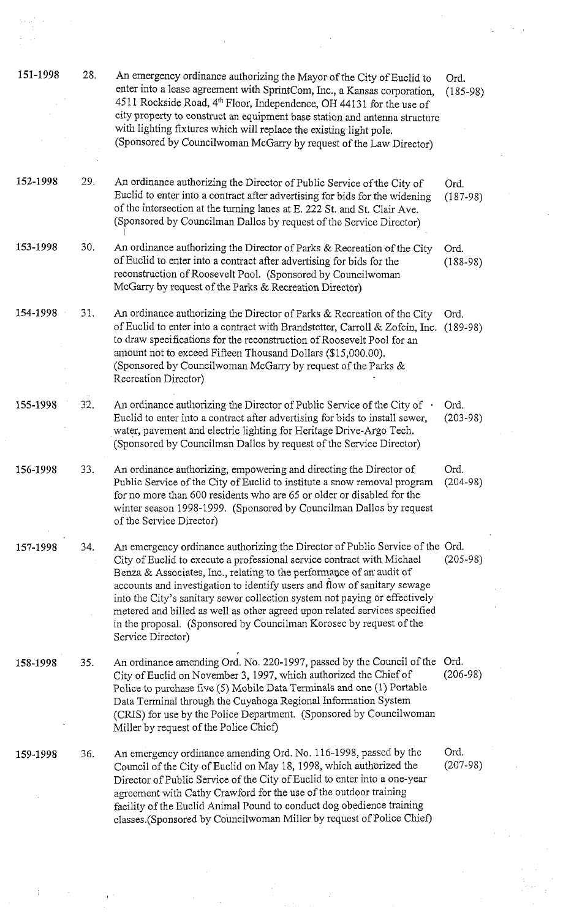| | | | |
|---|---|---|---|
| 151-1998 | 28. | An emergency ordinance authorizing the Mayor of the City of Euclid to enter into a lease agreement with SprintCom, Inc., a Kansas corporation, 4511 Rockside Road, 4th Floor, Independence, OH 44131 for the use of city property to construct an equipment base station and antenna structure with lighting fixtures which will replace the existing light pole. (Sponsored by Councilwoman McGarry by request of the Law Director) | Ord. (185-98) |
| 152-1998 | 29. | An ordinance authorizing the Director of Public Service of the City of Euclid to enter into a contract after advertising for bids for the widening of the intersection at the turning lanes at E. 222 St. and St. Clair Ave. (Sponsored by Councilman Dallos by request of the Service Director) | Ord. (187-98) |
| 153-1998 | 30. | An ordinance authorizing the Director of Parks & Recreation of the City of Euclid to enter into a contract after advertising for bids for the reconstruction of Roosevelt Pool. (Sponsored by Councilwoman McGarry by request of the Parks & Recreation Director) | Ord. (188-98) |
| 154-1998 | 31. | An ordinance authorizing the Director of Parks & Recreation of the City of Euclid to enter into a contract with Brandstetter, Carroll & Zofcin, Inc. to draw specifications for the reconstruction of Roosevelt Pool for an amount not to exceed Fifteen Thousand Dollars ($15,000.00). (Sponsored by Councilwoman McGarry by request of the Parks & Recreation Director) | Ord. (189-98) |
| 155-1998 | 32. | An ordinance authorizing the Director of Public Service of the City of Euclid to enter into a contract after advertising for bids to install sewer, water, pavement and electric lighting for Heritage Drive-Argo Tech. (Sponsored by Councilman Dallos by request of the Service Director) | Ord. (203-98) |
| 156-1998 | 33. | An ordinance authorizing, empowering and directing the Director of Public Service of the City of Euclid to institute a snow removal program for no more than 600 residents who are 65 or older or disabled for the winter season 1998-1999. (Sponsored by Councilman Dallos by request of the Service Director) | Ord. (204-98) |
| 157-1998 | 34. | An emergency ordinance authorizing the Director of Public Service of the City of Euclid to execute a professional service contract with Michael Benza & Associates, Inc., relating to the performance of an audit of accounts and investigation to identify users and flow of sanitary sewage into the City's sanitary sewer collection system not paying or effectively metered and billed as well as other agreed upon related services specified in the proposal. (Sponsored by Councilman Korosec by request of the Service Director) | Ord. (205-98) |
| 158-1998 | 35. | An ordinance amending Ord. No. 220-1997, passed by the Council of the City of Euclid on November 3, 1997, which authorized the Chief of Police to purchase five (5) Mobile Data Terminals and one (1) Portable Data Terminal through the Cuyahoga Regional Information System (CRIS) for use by the Police Department. (Sponsored by Councilwoman Miller by request of the Police Chief) | Ord. (206-98) |
| 159-1998 | 36. | An emergency ordinance amending Ord. No. 116-1998, passed by the Council of the City of Euclid on May 18, 1998, which authorized the Director of Public Service of the City of Euclid to enter into a one-year agreement with Cathy Crawford for the use of the outdoor training facility of the Euclid Animal Pound to conduct dog obedience training classes.(Sponsored by Councilwoman Miller by request of Police Chief) | Ord. (207-98) |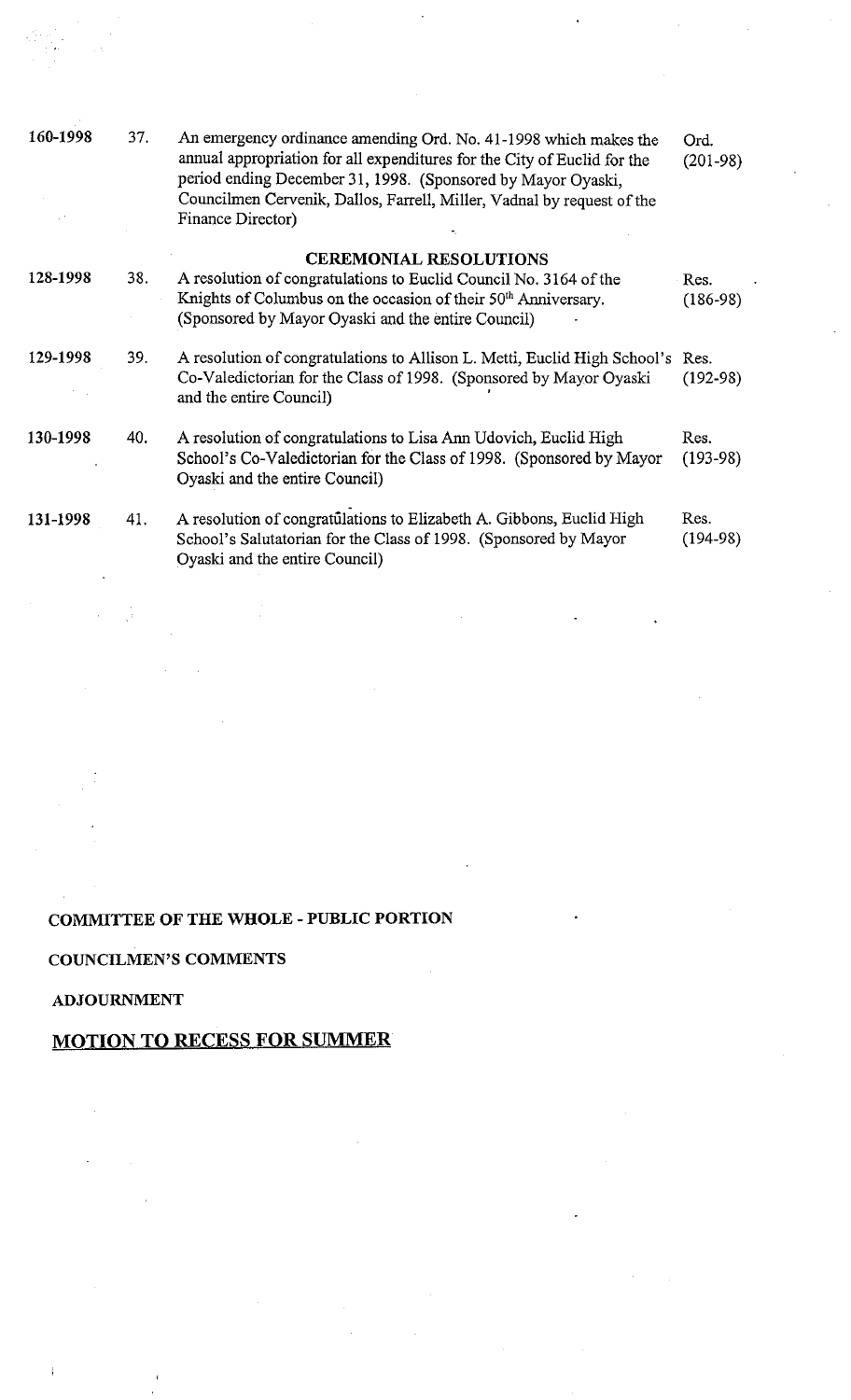| | | | |
|---|---|---|---|
| 160-1998 | 37. | An emergency ordinance amending Ord. No. 41-1998 which makes the annual appropriation for all expenditures for the City of Euclid for the period ending December 31, 1998. (Sponsored by Mayor Oyaski, Councilmen Cervenik, Dallos, Farrell, Miller, Vadnal by request of the Finance Director) | Ord. (201-98) |
| | | **CEREMONIAL RESOLUTIONS** | |
| 128-1998 | 38. | A resolution of congratulations to Euclid Council No. 3164 of the Knights of Columbus on the occasion of their 50th Anniversary. (Sponsored by Mayor Oyaski and the entire Council) | Res. (186-98) |
| 129-1998 | 39. | A resolution of congratulations to Allison L. Metti, Euclid High School's Co-Valedictorian for the Class of 1998. (Sponsored by Mayor Oyaski and the entire Council) | Res. (192-98) |
| 130-1998 | 40. | A resolution of congratulations to Lisa Ann Udovich, Euclid High School's Co-Valedictorian for the Class of 1998. (Sponsored by Mayor Oyaski and the entire Council) | Res. (193-98) |
| 131-1998 | 41. | A resolution of congratulations to Elizabeth A. Gibbons, Euclid High School's Salutatorian for the Class of 1998. (Sponsored by Mayor Oyaski and the entire Council) | Res. (194-98) |

**COMMITTEE OF THE WHOLE - PUBLIC PORTION**

**COUNCILMEN'S COMMENTS**

**ADJOURNMENT**

## MOTION TO RECESS FOR SUMMER